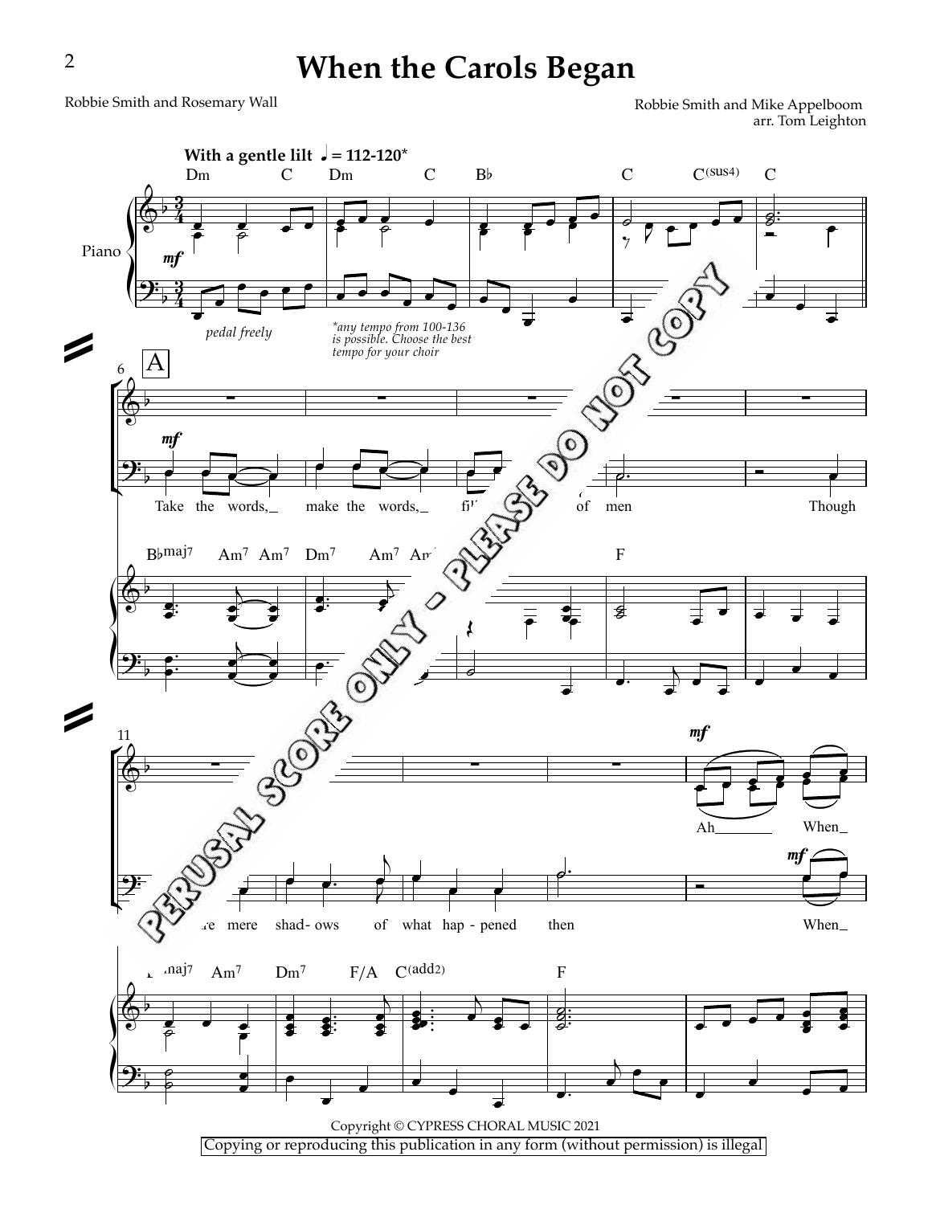# When the Carols Began

Robbie Smith and Rosemary Wall

Robbie Smith and Mike Appelboom
arr. Tom Leighton

**With a gentle lilt** ♩ = 112-120*

Dm C Dm C B♭ C C(sus4) C

Piano

*mf*

*pedal freely*

*any tempo from 100-136 is possible. Choose the best tempo for your choir

A

*mf*

Take the words, make the words, fi... of men Though

B♭maj7 Am7 Am7 Dm7 Am7 Am7 ... F

11

*mf*

Ah When

...re mere shad- ows of what hap - pened then When

...maj7 Am7 Dm7 F/A C(add2) F

PERUSAL SCORE ONLY - PLEASE DO NOT COPY

Copyright © CYPRESS CHORAL MUSIC 2021

Copying or reproducing this publication in any form (without permission) is illegal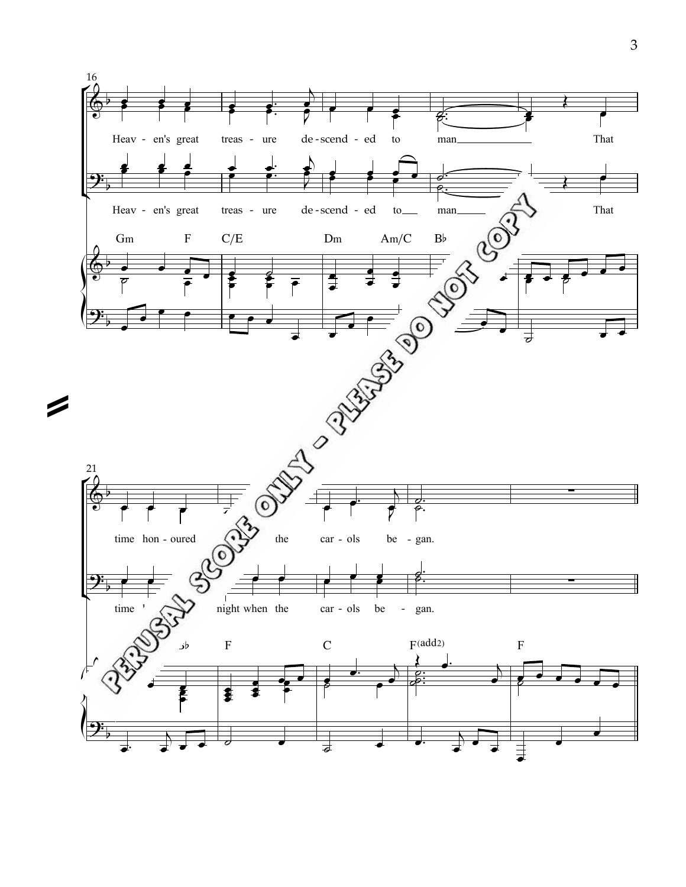16

Heav - en's great treas - ure de - scend - ed to man That

Heav - en's great treas - ure de - scend - ed to man That

Gm F C/E Dm Am/C B♭

21

time hon - oured the car - ols be - gan.

time ' night when the car - ols be - gan.

♭ F C F(add2) F

PERUSAL SCORE ONLY - PLEASE DO NOT COPY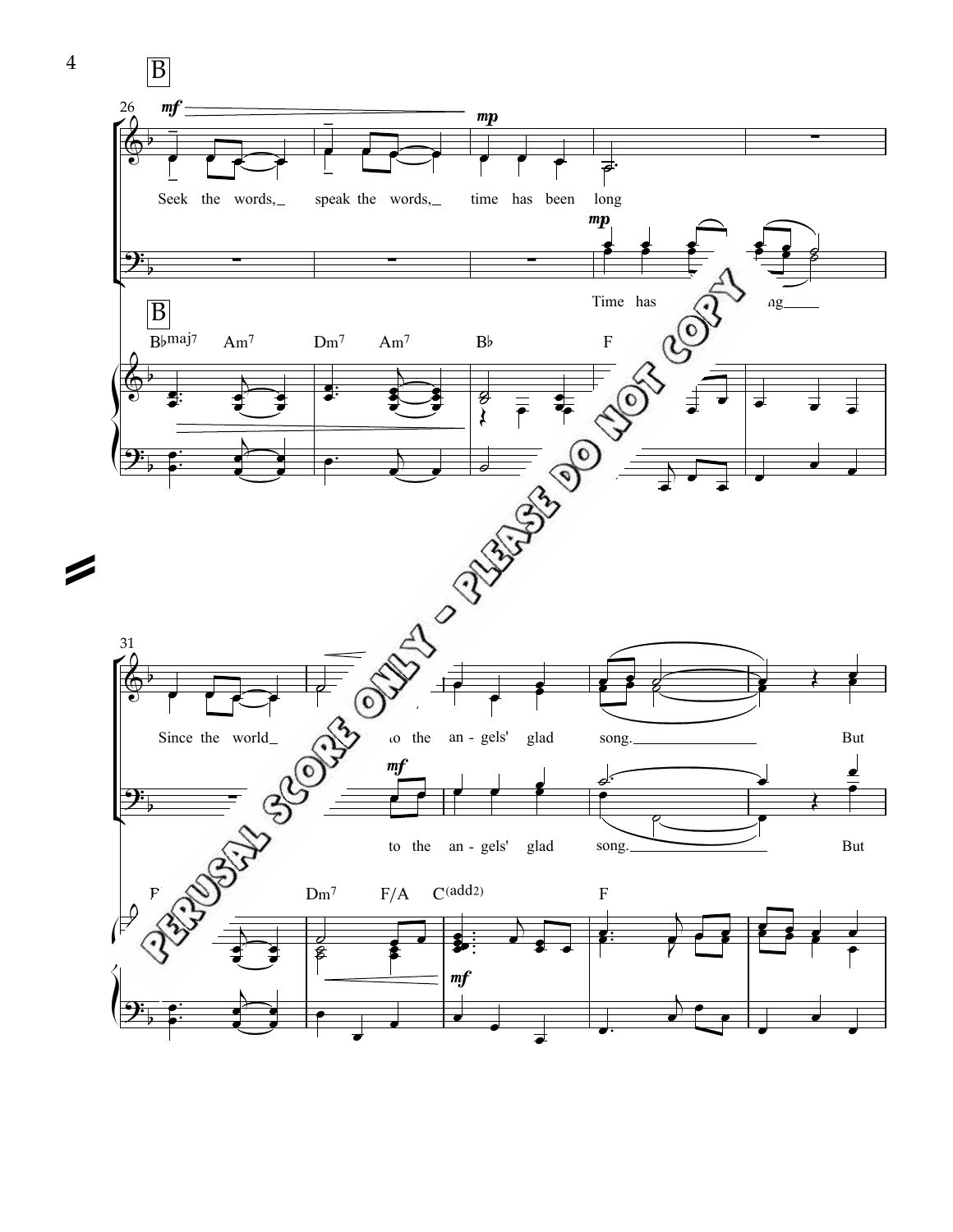B

26

*mf* *mp*

Seek the words, speak the words, time has been long

*mp*

Time has ... ng

B

B♭maj7 Am7 Dm7 Am7 B♭ F

31

Since the world ... to the an - gels' glad song. But

*mf*

to the an - gels' glad song. But

F ... Dm7 F/A C(add2) F

*mf*

PERUSAL SCORE ONLY - PLEASE DO NOT COPY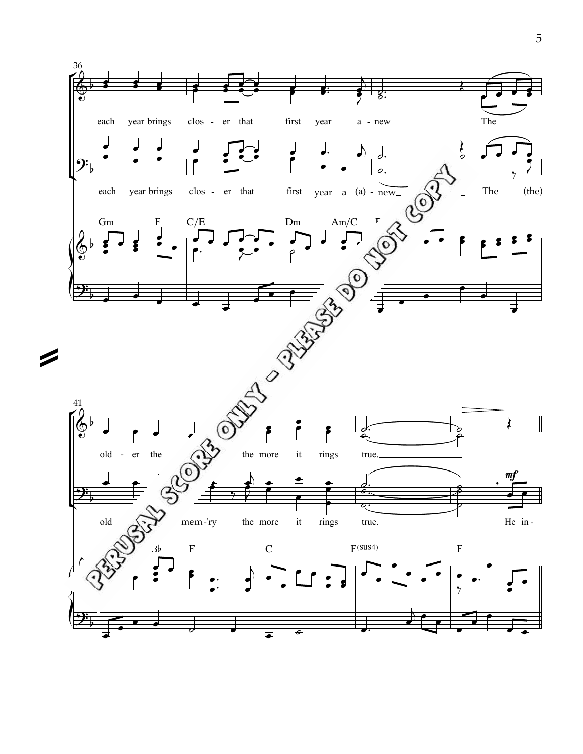36

each year brings clos - er that_ first year a - new The_______

each year brings clos - er that_ first year a (a) - new_ _ The___ (the)

Gm F C/E Dm Am/C F

41

old - er the the more it rings true._______________

old mem-'ry the more it rings true._______________ He in -

*mf*

B♭ F C F(sus4) F

PERUSAL SCORE ONLY - PLEASE DO NOT COPY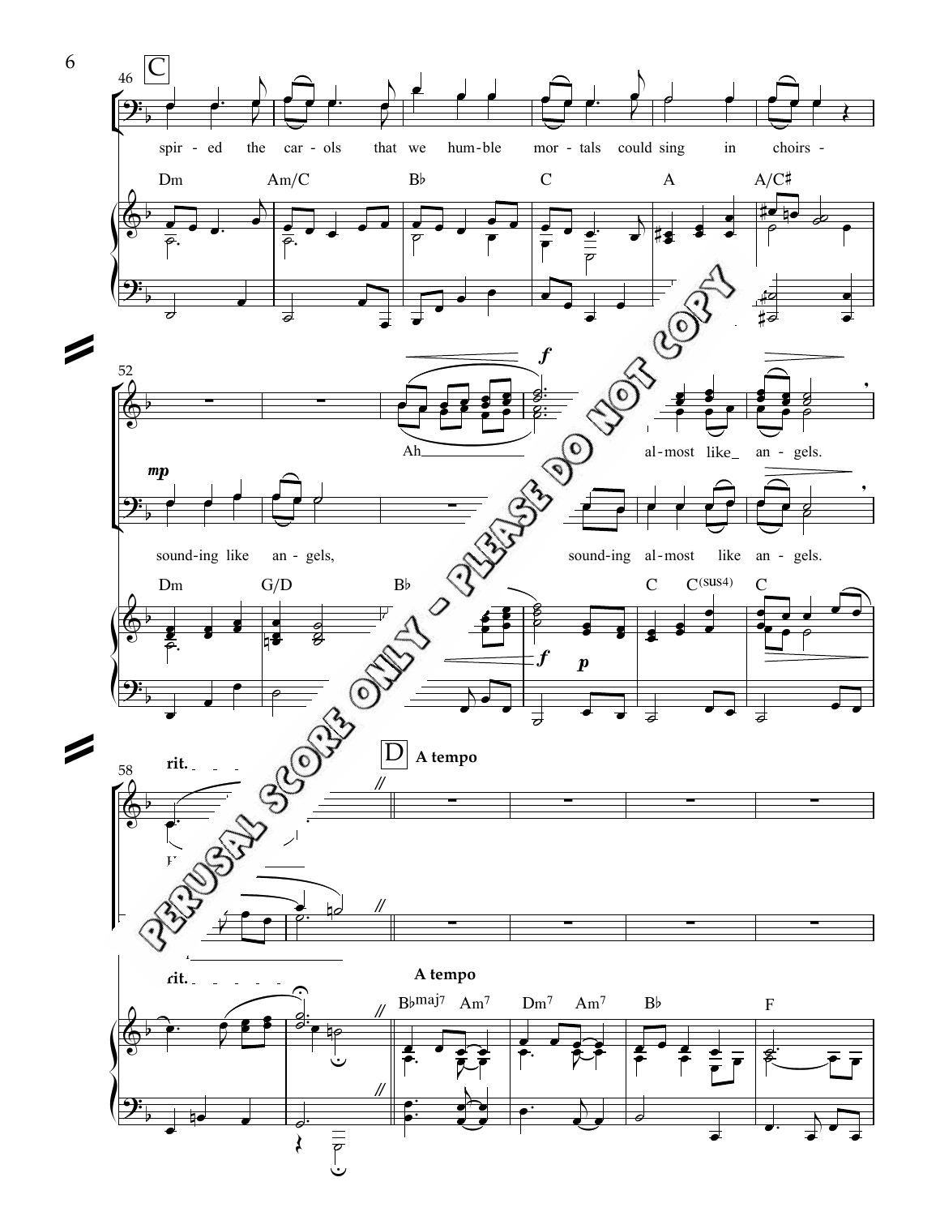C

spir - ed the car - ols that we hum - ble mor - tals could sing in choirs -

Dm Am/C B♭ C A A/C♯

*mp*

sound-ing like an - gels,

Ah

*f*

al - most like an - gels.

sound-ing al - most like an - gels.

Dm G/D B♭ C C(sus4) C

*f* *p*

rit.

D A tempo

rit.

A tempo

B♭maj7 Am7 Dm7 Am7 B♭ F

PERUSAL SCORE ONLY - PLEASE DO NOT COPY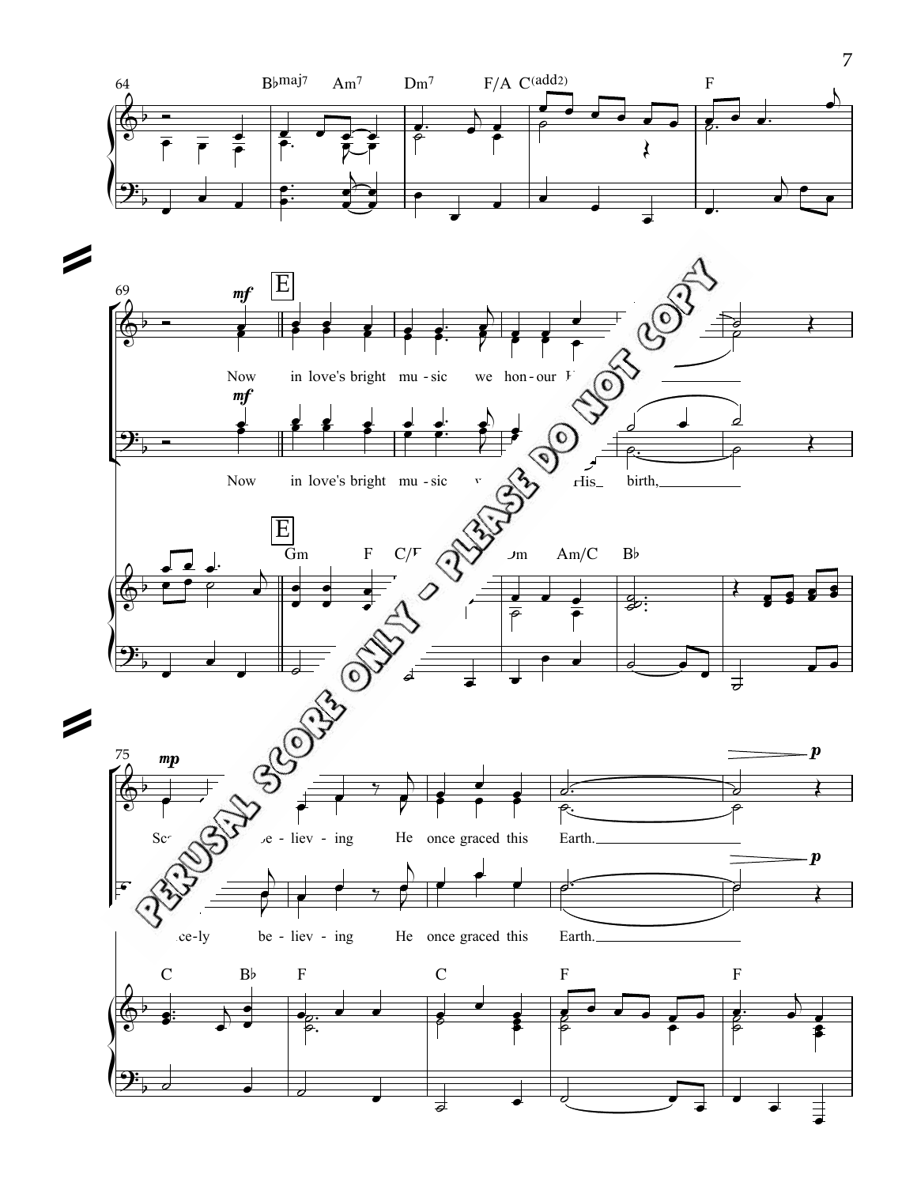PERUSAL SCORE ONLY - PLEASE DO NOT COPY

Now in love's bright mu - sic we hon - our His birth,

Now in love's bright mu - sic we hon - our His birth,

Sc... be - liev - ing He once graced this Earth.

...ce-ly be - liev - ing He once graced this Earth.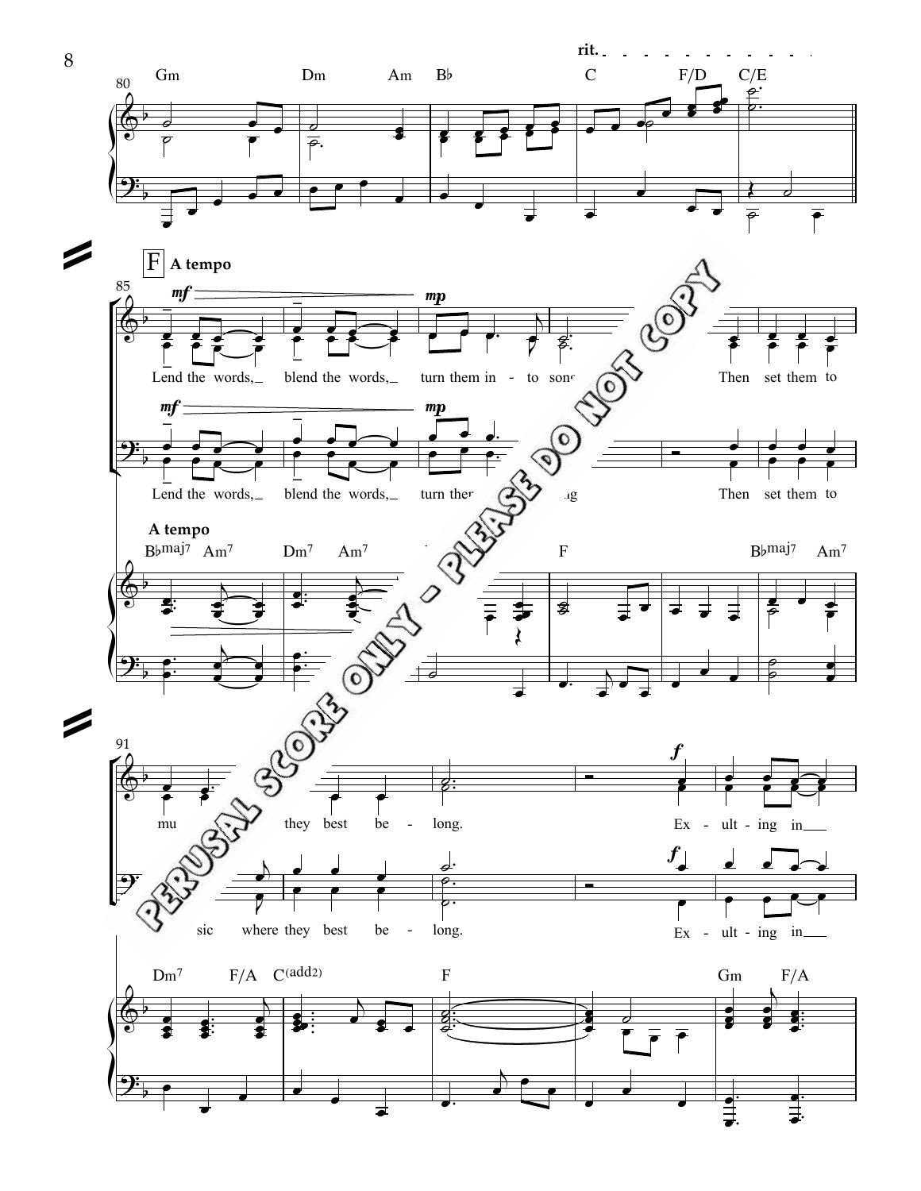rit.

Gm Dm Am B♭ C F/D C/E

**F** **A tempo**

*mf* *mp*

Lend the words, blend the words, turn them in - to song. Then set them to

**A tempo**

B♭maj7 Am7 Dm7 Am7 F B♭maj7 Am7

mu - sic where they best be - long. Ex - ult - ing in

*f*

Dm7 F/A C(add2) F Gm F/A

PERUSAL SCORE ONLY - PLEASE DO NOT COPY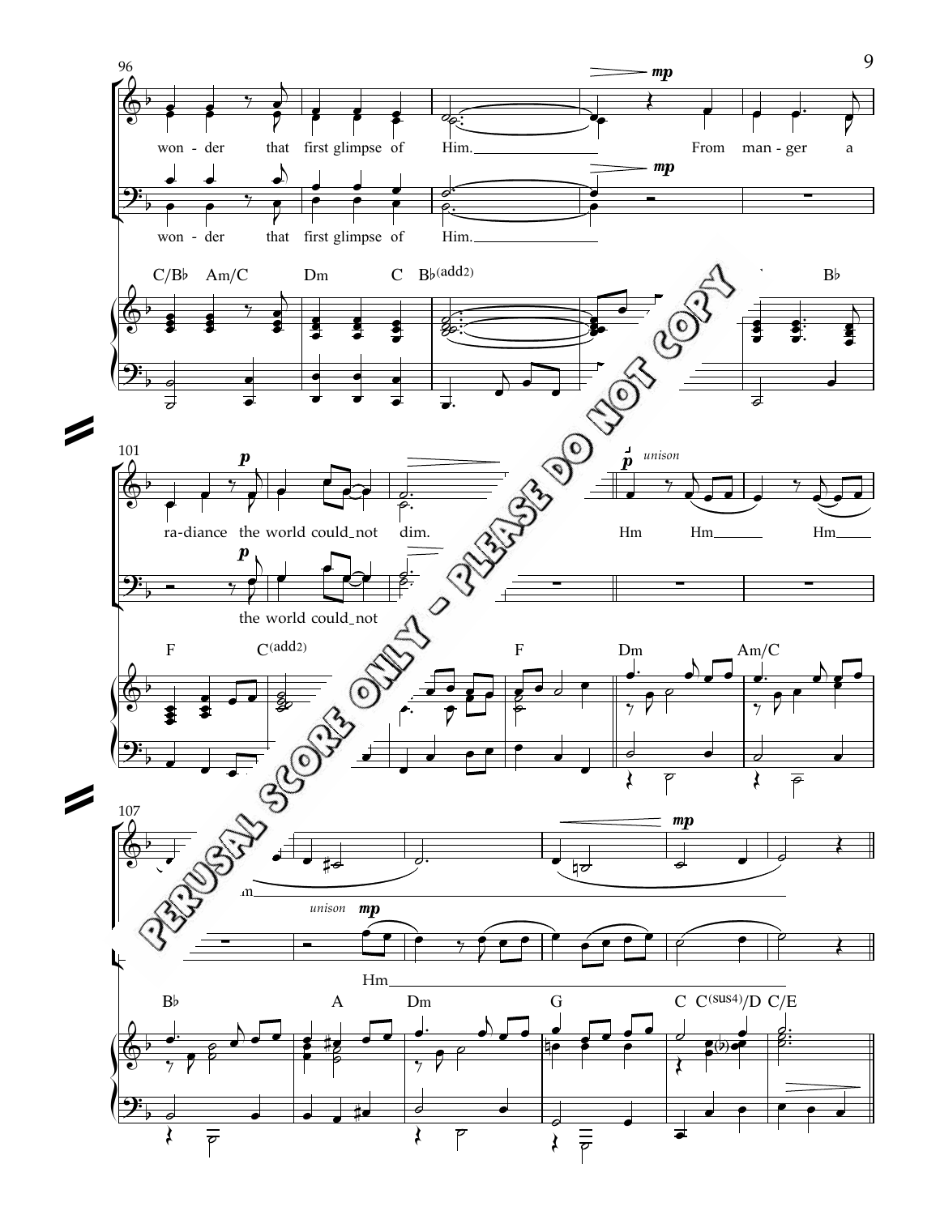96

won - der that first glimpse of Him.

From man - ger a

won - der that first glimpse of Him.

C/B♭ Am/C Dm C B♭(add2) B♭

101

ra-diance the world could not dim.

unison

Hm Hm Hm

the world could not

F C(add2) F Dm Am/C

107

Hm

unison

Hm

B♭ A Dm G C C(sus4)/D C/E

PERUSAL SCORE ONLY - PLEASE DO NOT COPY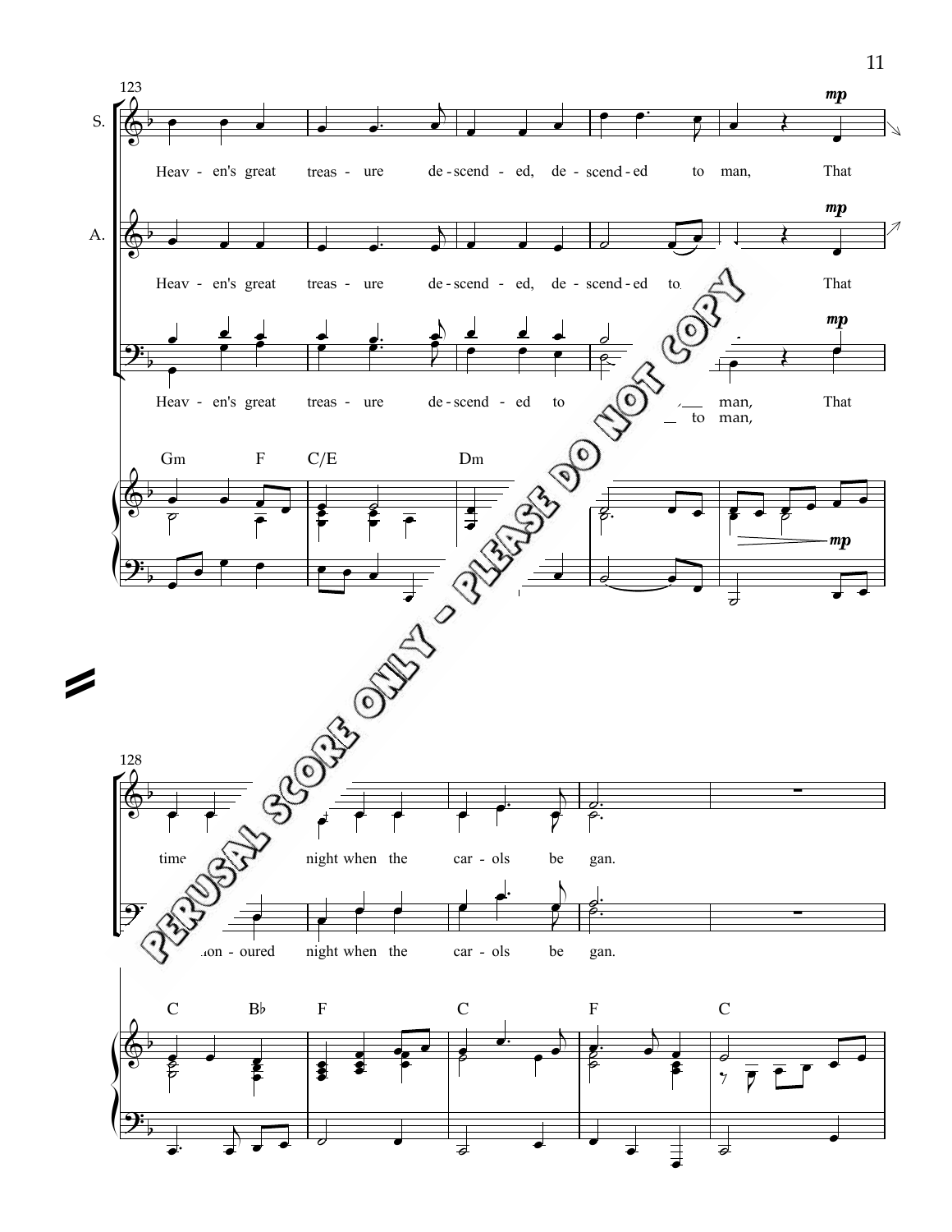123

S. Heav - en's great treas - ure de - scend - ed, de - scend - ed to man, *mp* That

A. Heav - en's great treas - ure de - scend - ed, de - scend - ed to ... *mp* That

Heav - en's great treas - ure de - scend - ed to ... man, *mp* That
... to man,

Gm F C/E Dm

*mp*

PERUSAL SCORE ONLY - PLEASE DO NOT COPY

128

time ... night when the car - ols be gan.

... hon - oured night when the car - ols be gan.

C B♭ F C F C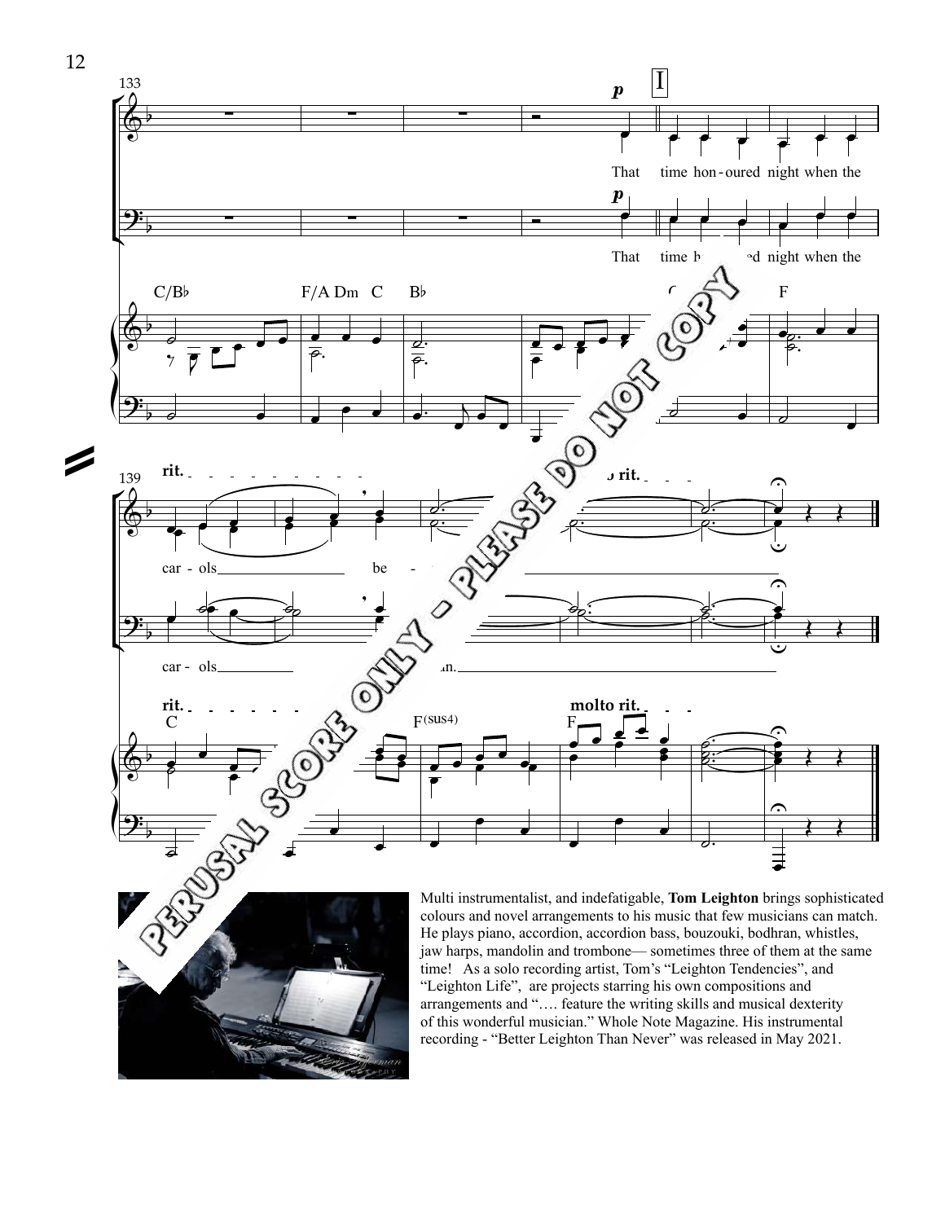Multi instrumentalist, and indefatigable, **Tom Leighton** brings sophisticated colours and novel arrangements to his music that few musicians can match. He plays piano, accordion, accordion bass, bouzouki, bodhran, whistles, jaw harps, mandolin and trombone— sometimes three of them at the same time! As a solo recording artist, Tom's "Leighton Tendencies", and "Leighton Life", are projects starring his own compositions and arrangements and "…. feature the writing skills and musical dexterity of this wonderful musician." Whole Note Magazine. His instrumental recording - "Better Leighton Than Never" was released in May 2021.